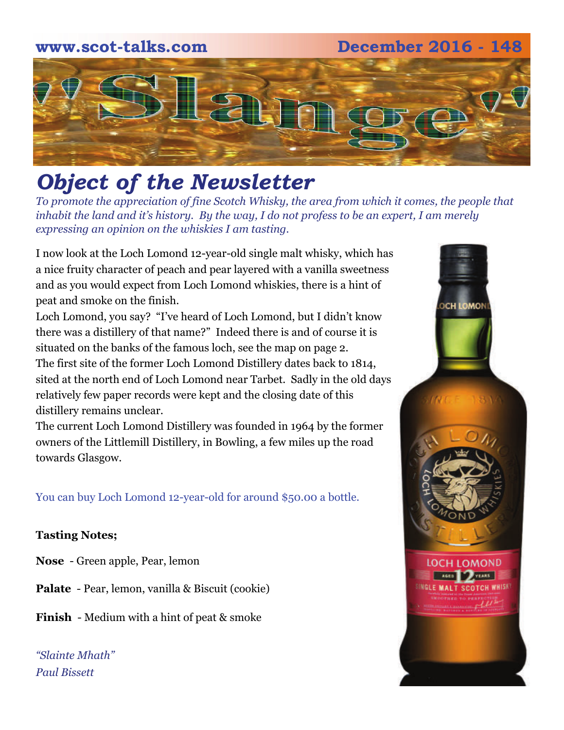www.scot-talks.com December 2016 - 148

# "Slange"

## *Object of the Newsletter*

*To promote the appreciation of fine Scotch Whisky, the area from which it comes, the people that inhabit the land and it's history. By the way, I do not profess to be an expert, I am merely expressing an opinion on the whiskies I am tasting.*

I now look at the Loch Lomond 12-year-old single malt whisky, which has a nice fruity character of peach and pear layered with a vanilla sweetness and as you would expect from Loch Lomond whiskies, there is a hint of peat and smoke on the finish.

Loch Lomond, you say? "I've heard of Loch Lomond, but I didn't know there was a distillery of that name?" Indeed there is and of course it is situated on the banks of the famous loch, see the map on page 2.

The first site of the former Loch Lomond Distillery dates back to 1814, sited at the north end of Loch Lomond near Tarbet. Sadly in the old days relatively few paper records were kept and the closing date of this distillery remains unclear.

The current Loch Lomond Distillery was founded in 1964 by the former owners of the Littlemill Distillery, in Bowling, a few miles up the road towards Glasgow.

You can buy Loch Lomond 12-year-old for around $50.00 a bottle.

**Tasting Notes;**

**Nose** - Green apple, Pear, lemon

**Palate** - Pear, lemon, vanilla & Biscuit (cookie)

**Finish** - Medium with a hint of peat & smoke

*"Slainte Mhath"*
*Paul Bissett*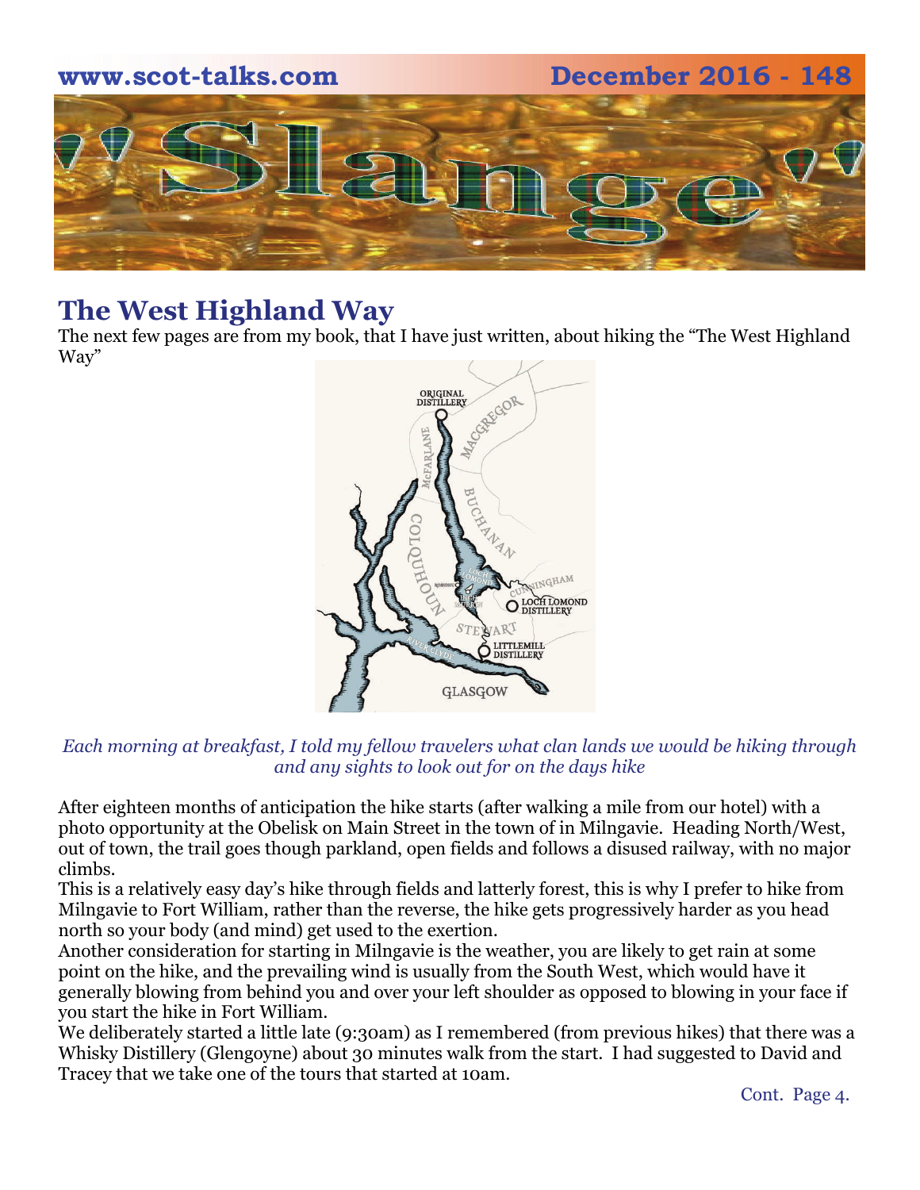## The West Highland Way

The next few pages are from my book, that I have just written, about hiking the "The West Highland Way"

*Each morning at breakfast, I told my fellow travelers what clan lands we would be hiking through and any sights to look out for on the days hike*

After eighteen months of anticipation the hike starts (after walking a mile from our hotel) with a photo opportunity at the Obelisk on Main Street in the town of in Milngavie. Heading North/West, out of town, the trail goes though parkland, open fields and follows a disused railway, with no major climbs.

This is a relatively easy day's hike through fields and latterly forest, this is why I prefer to hike from Milngavie to Fort William, rather than the reverse, the hike gets progressively harder as you head north so your body (and mind) get used to the exertion.

Another consideration for starting in Milngavie is the weather, you are likely to get rain at some point on the hike, and the prevailing wind is usually from the South West, which would have it generally blowing from behind you and over your left shoulder as opposed to blowing in your face if you start the hike in Fort William.

We deliberately started a little late (9:30am) as I remembered (from previous hikes) that there was a Whisky Distillery (Glengoyne) about 30 minutes walk from the start. I had suggested to David and Tracey that we take one of the tours that started at 10am.

Cont. Page 4.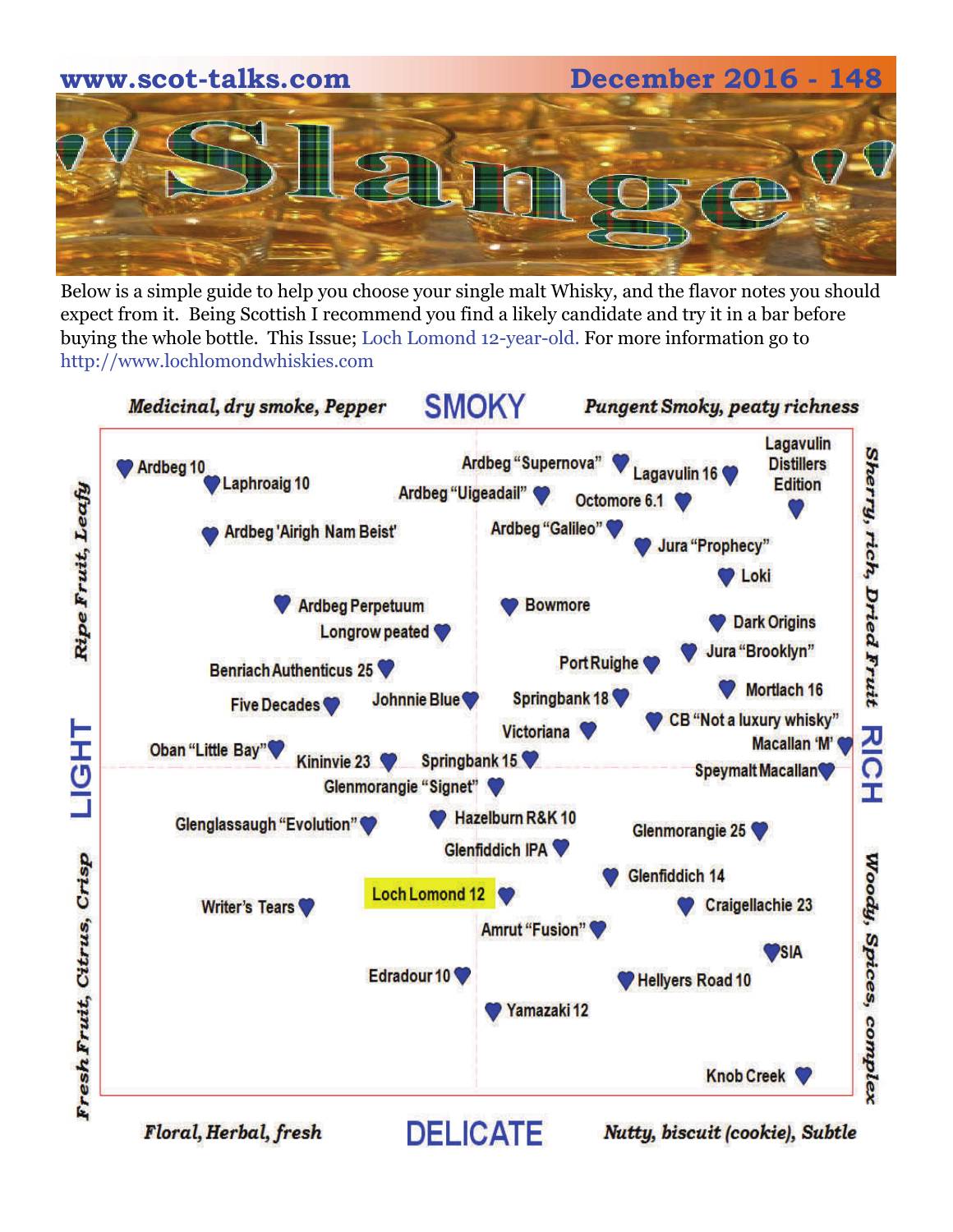# Slange

Below is a simple guide to help you choose your single malt Whisky, and the flavor notes you should expect from it. Being Scottish I recommend you find a likely candidate and try it in a bar before buying the whole bottle. This Issue; Loch Lomond 12-year-old. For more information go to http://www.lochlomondwhiskies.com

*Medicinal, dry smoke, Pepper* — **SMOKY** — *Pungent Smoky, peaty richness*

**LIGHT** — *Ripe Fruit, Leafy* / *Fresh Fruit, Citrus, Crisp*

**RICH** — *Sherry, rich, Dried Fruit* / *Woody, Spices, complex*

*Floral, Herbal, fresh* — **DELICATE** — *Nutty, biscuit (cookie), Subtle*

Ardbeg 10
Laphroaig 10
Ardbeg "Supernova"
Ardbeg "Uigeadail"
Lagavulin 16
Lagavulin Distillers Edition
Octomore 6.1
Ardbeg 'Airigh Nam Beist'
Ardbeg "Galileo"
Jura "Prophecy"
Loki
Ardbeg Perpetuum
Longrow peated
Bowmore
Dark Origins
Jura "Brooklyn"
Port Ruighe
Benriach Authenticus 25
Mortlach 16
Five Decades
Johnnie Blue
Springbank 18
CB "Not a luxury whisky"
Victoriana
Macallan 'M'
Oban "Little Bay"
Kininvie 23
Springbank 15
Speymalt Macallan
Glenmorangie "Signet"
Glenglassaugh "Evolution"
Hazelburn R&K 10
Glenmorangie 25
Glenfiddich IPA
Glenfiddich 14
Loch Lomond 12
Writer's Tears
Craigellachie 23
Amrut "Fusion"
SIA
Edradour 10
Hellyers Road 10
Yamazaki 12
Knob Creek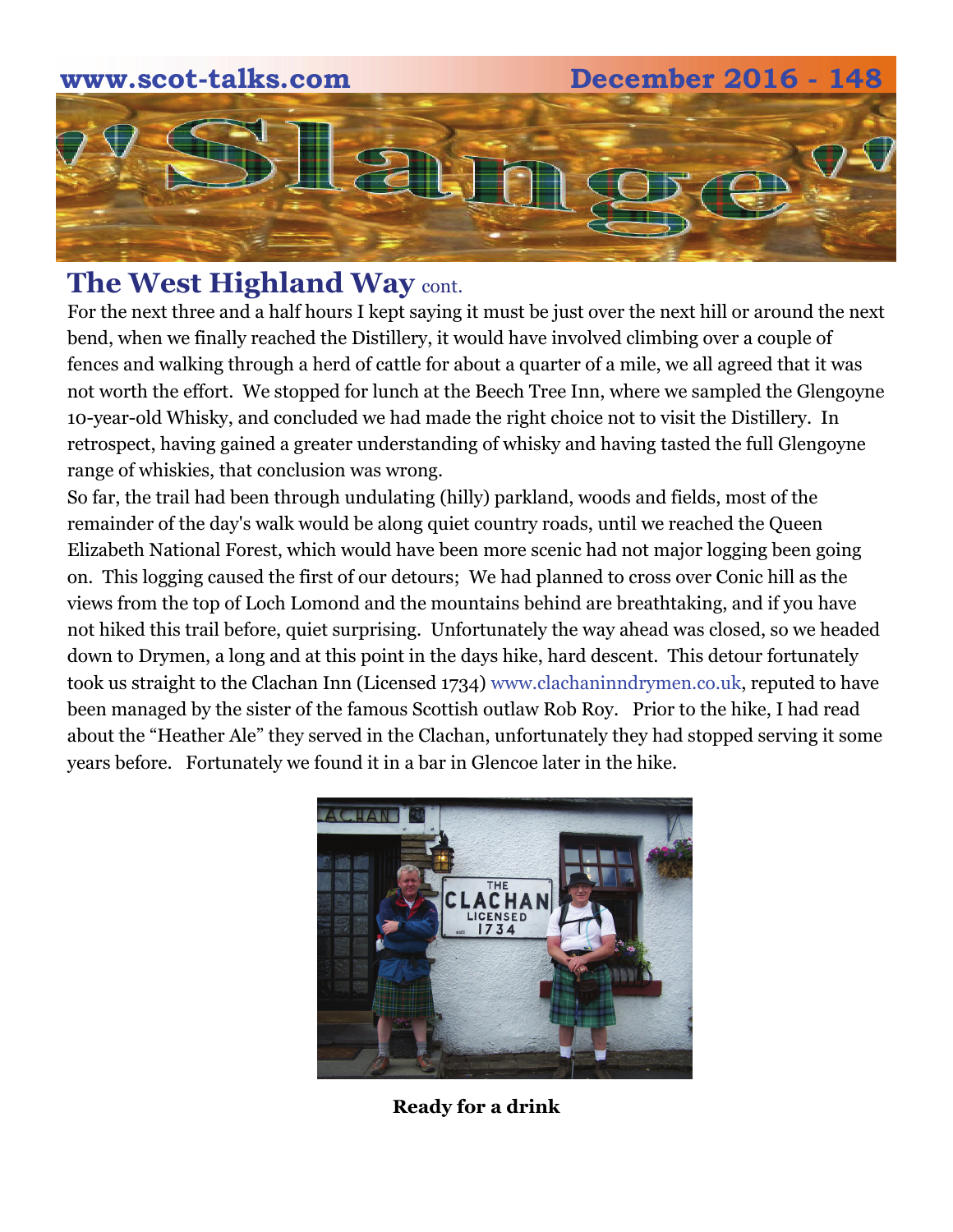## The West Highland Way cont.

For the next three and a half hours I kept saying it must be just over the next hill or around the next bend, when we finally reached the Distillery, it would have involved climbing over a couple of fences and walking through a herd of cattle for about a quarter of a mile, we all agreed that it was not worth the effort. We stopped for lunch at the Beech Tree Inn, where we sampled the Glengoyne 10-year-old Whisky, and concluded we had made the right choice not to visit the Distillery. In retrospect, having gained a greater understanding of whisky and having tasted the full Glengoyne range of whiskies, that conclusion was wrong.

So far, the trail had been through undulating (hilly) parkland, woods and fields, most of the remainder of the day's walk would be along quiet country roads, until we reached the Queen Elizabeth National Forest, which would have been more scenic had not major logging been going on. This logging caused the first of our detours; We had planned to cross over Conic hill as the views from the top of Loch Lomond and the mountains behind are breathtaking, and if you have not hiked this trail before, quiet surprising. Unfortunately the way ahead was closed, so we headed down to Drymen, a long and at this point in the days hike, hard descent. This detour fortunately took us straight to the Clachan Inn (Licensed 1734) www.clachaninndrymen.co.uk, reputed to have been managed by the sister of the famous Scottish outlaw Rob Roy. Prior to the hike, I had read about the "Heather Ale" they served in the Clachan, unfortunately they had stopped serving it some years before. Fortunately we found it in a bar in Glencoe later in the hike.

**Ready for a drink**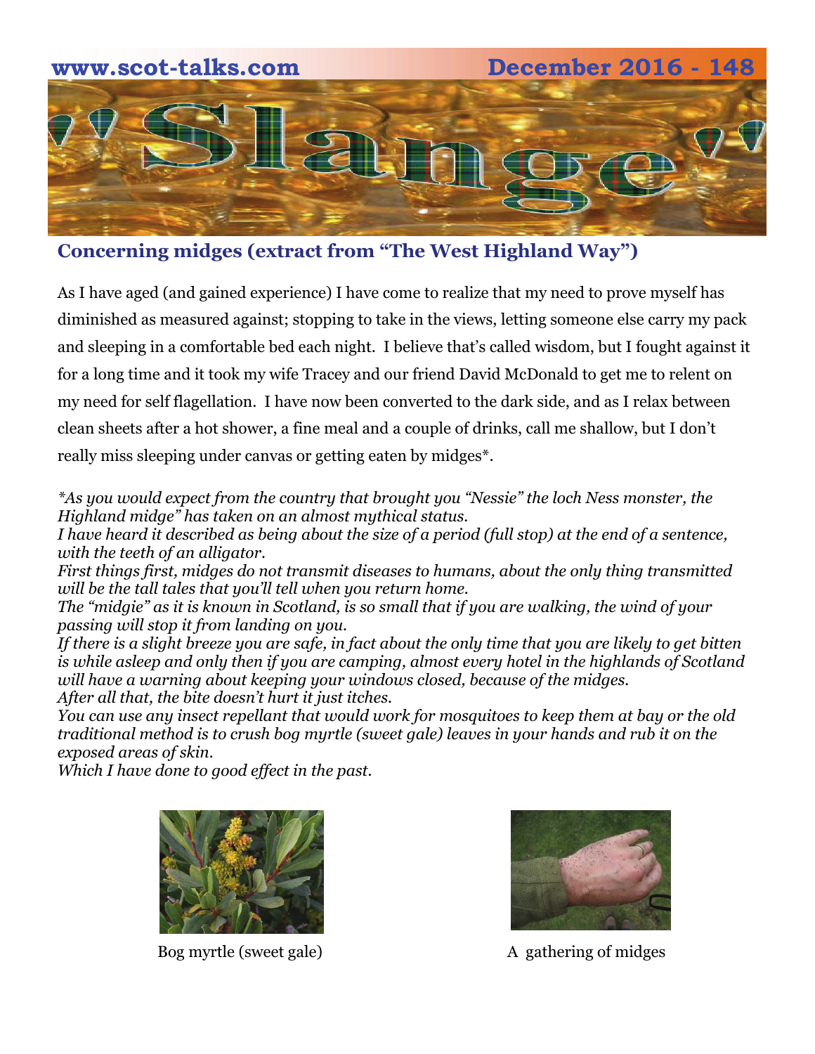## Concerning midges (extract from "The West Highland Way")

As I have aged (and gained experience) I have come to realize that my need to prove myself has diminished as measured against; stopping to take in the views, letting someone else carry my pack and sleeping in a comfortable bed each night. I believe that's called wisdom, but I fought against it for a long time and it took my wife Tracey and our friend David McDonald to get me to relent on my need for self flagellation. I have now been converted to the dark side, and as I relax between clean sheets after a hot shower, a fine meal and a couple of drinks, call me shallow, but I don't really miss sleeping under canvas or getting eaten by midges*.

*\*As you would expect from the country that brought you "Nessie" the loch Ness monster, the Highland midge" has taken on an almost mythical status.*
*I have heard it described as being about the size of a period (full stop) at the end of a sentence, with the teeth of an alligator.*
*First things first, midges do not transmit diseases to humans, about the only thing transmitted will be the tall tales that you'll tell when you return home.*
*The "midgie" as it is known in Scotland, is so small that if you are walking, the wind of your passing will stop it from landing on you.*
*If there is a slight breeze you are safe, in fact about the only time that you are likely to get bitten is while asleep and only then if you are camping, almost every hotel in the highlands of Scotland will have a warning about keeping your windows closed, because of the midges.*
*After all that, the bite doesn't hurt it just itches.*
*You can use any insect repellant that would work for mosquitoes to keep them at bay or the old traditional method is to crush bog myrtle (sweet gale) leaves in your hands and rub it on the exposed areas of skin.*
*Which I have done to good effect in the past.*

Bog myrtle (sweet gale)

A gathering of midges